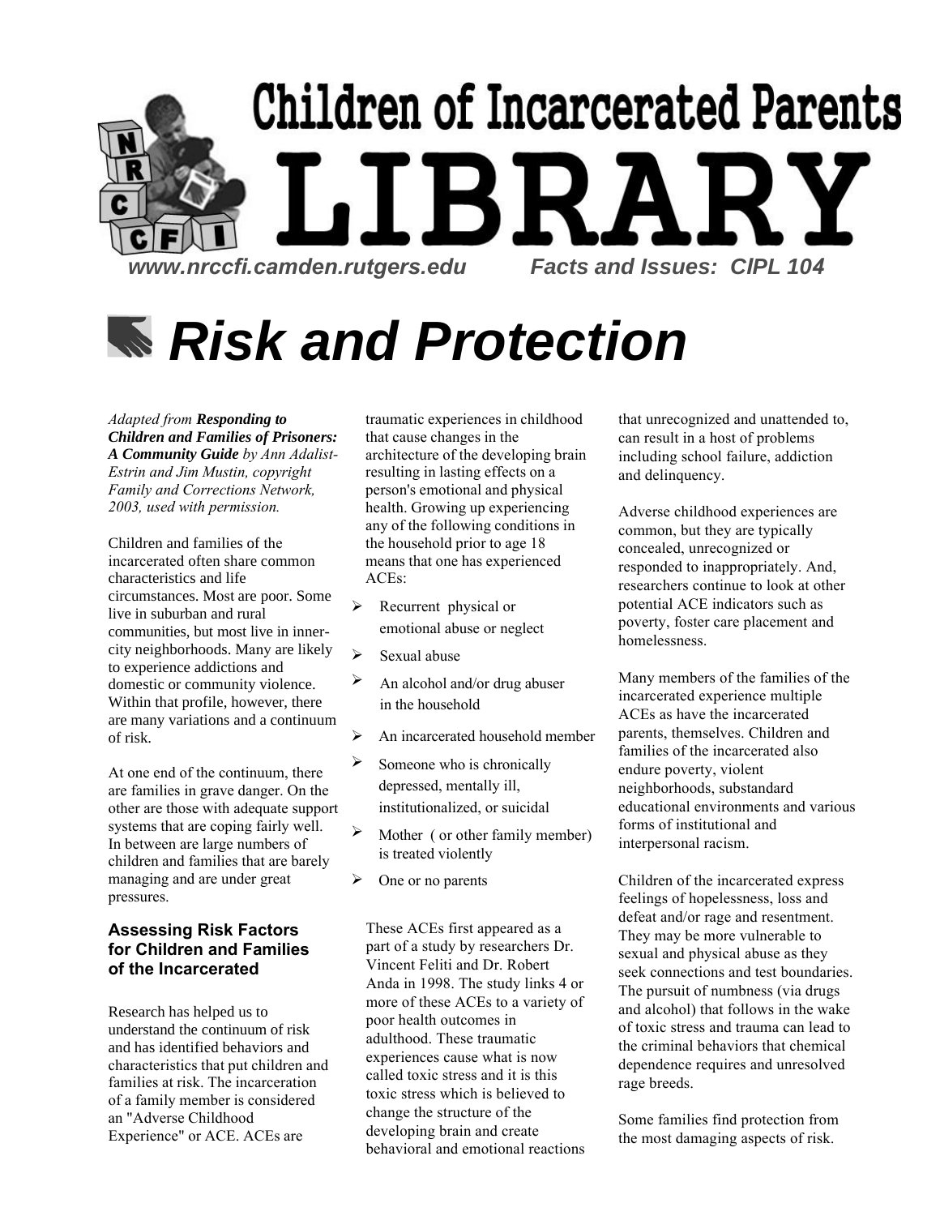# Children of Incarcerated Parents LIBRARY

www.nrccfi.camden.rutgers.edu    Facts and Issues: CIPL 104

# Risk and Protection

*Adapted from **Responding to Children and Families of Prisoners: A Community Guide** by Ann Adalist-Estrin and Jim Mustin, copyright Family and Corrections Network, 2003, used with permission.*

Children and families of the incarcerated often share common characteristics and life circumstances. Most are poor. Some live in suburban and rural communities, but most live in inner-city neighborhoods. Many are likely to experience addictions and domestic or community violence. Within that profile, however, there are many variations and a continuum of risk.

At one end of the continuum, there are families in grave danger. On the other are those with adequate support systems that are coping fairly well. In between are large numbers of children and families that are barely managing and are under great pressures.

### Assessing Risk Factors for Children and Families of the Incarcerated

Research has helped us to understand the continuum of risk and has identified behaviors and characteristics that put children and families at risk. The incarceration of a family member is considered an "Adverse Childhood Experience" or ACE. ACEs are traumatic experiences in childhood that cause changes in the architecture of the developing brain resulting in lasting effects on a person's emotional and physical health. Growing up experiencing any of the following conditions in the household prior to age 18 means that one has experienced ACEs:

- Recurrent physical or emotional abuse or neglect
- Sexual abuse
- An alcohol and/or drug abuser in the household
- An incarcerated household member
- Someone who is chronically depressed, mentally ill, institutionalized, or suicidal
- Mother ( or other family member) is treated violently
- One or no parents

These ACEs first appeared as a part of a study by researchers Dr. Vincent Feliti and Dr. Robert Anda in 1998. The study links 4 or more of these ACEs to a variety of poor health outcomes in adulthood. These traumatic experiences cause what is now called toxic stress and it is this toxic stress which is believed to change the structure of the developing brain and create behavioral and emotional reactions that unrecognized and unattended to, can result in a host of problems including school failure, addiction and delinquency.

Adverse childhood experiences are common, but they are typically concealed, unrecognized or responded to inappropriately. And, researchers continue to look at other potential ACE indicators such as poverty, foster care placement and homelessness.

Many members of the families of the incarcerated experience multiple ACEs as have the incarcerated parents, themselves. Children and families of the incarcerated also endure poverty, violent neighborhoods, substandard educational environments and various forms of institutional and interpersonal racism.

Children of the incarcerated express feelings of hopelessness, loss and defeat and/or rage and resentment. They may be more vulnerable to sexual and physical abuse as they seek connections and test boundaries. The pursuit of numbness (via drugs and alcohol) that follows in the wake of toxic stress and trauma can lead to the criminal behaviors that chemical dependence requires and unresolved rage breeds.

Some families find protection from the most damaging aspects of risk.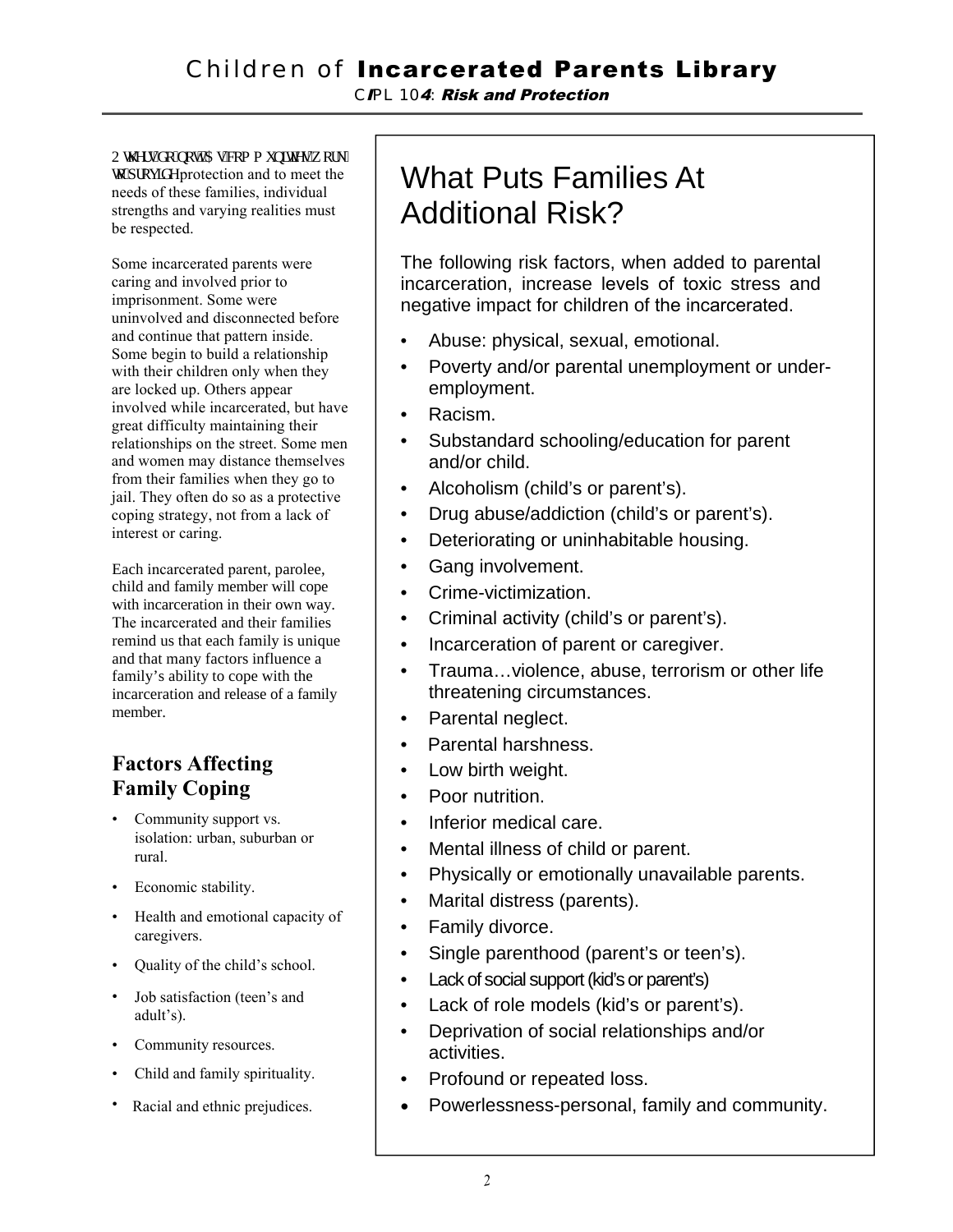Others do not. As communities work to provide protection and to meet the needs of these families, individual strengths and varying realities must be respected.

Some incarcerated parents were caring and involved prior to imprisonment. Some were uninvolved and disconnected before and continue that pattern inside. Some begin to build a relationship with their children only when they are locked up. Others appear involved while incarcerated, but have great difficulty maintaining their relationships on the street. Some men and women may distance themselves from their families when they go to jail. They often do so as a protective coping strategy, not from a lack of interest or caring.

Each incarcerated parent, parolee, child and family member will cope with incarceration in their own way. The incarcerated and their families remind us that each family is unique and that many factors influence a family's ability to cope with the incarceration and release of a family member.

## Factors Affecting Family Coping

- Community support vs. isolation: urban, suburban or rural.
- Economic stability.
- Health and emotional capacity of caregivers.
- Quality of the child's school.
- Job satisfaction (teen's and adult's).
- Community resources.
- Child and family spirituality.
- Racial and ethnic prejudices.

## What Puts Families At Additional Risk?

The following risk factors, when added to parental incarceration, increase levels of toxic stress and negative impact for children of the incarcerated.

- Abuse: physical, sexual, emotional.
- Poverty and/or parental unemployment or under-employment.
- Racism.
- Substandard schooling/education for parent and/or child.
- Alcoholism (child's or parent's).
- Drug abuse/addiction (child's or parent's).
- Deteriorating or uninhabitable housing.
- Gang involvement.
- Crime-victimization.
- Criminal activity (child's or parent's).
- Incarceration of parent or caregiver.
- Trauma…violence, abuse, terrorism or other life threatening circumstances.
- Parental neglect.
- Parental harshness.
- Low birth weight.
- Poor nutrition.
- Inferior medical care.
- Mental illness of child or parent.
- Physically or emotionally unavailable parents.
- Marital distress (parents).
- Family divorce.
- Single parenthood (parent's or teen's).
- Lack of social support (kid's or parent's)
- Lack of role models (kid's or parent's).
- Deprivation of social relationships and/or activities.
- Profound or repeated loss.
- Powerlessness-personal, family and community.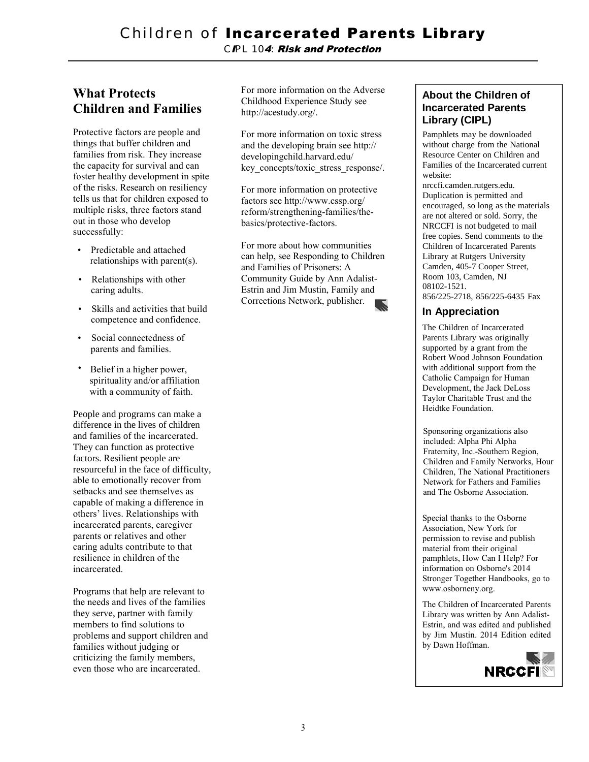## What Protects Children and Families

Protective factors are people and things that buffer children and families from risk. They increase the capacity for survival and can foster healthy development in spite of the risks. Research on resiliency tells us that for children exposed to multiple risks, three factors stand out in those who develop successfully:

- Predictable and attached relationships with parent(s).
- Relationships with other caring adults.
- Skills and activities that build competence and confidence.
- Social connectedness of parents and families.
- Belief in a higher power, spirituality and/or affiliation with a community of faith.

People and programs can make a difference in the lives of children and families of the incarcerated. They can function as protective factors. Resilient people are resourceful in the face of difficulty, able to emotionally recover from setbacks and see themselves as capable of making a difference in others' lives. Relationships with incarcerated parents, caregiver parents or relatives and other caring adults contribute to that resilience in children of the incarcerated.

Programs that help are relevant to the needs and lives of the families they serve, partner with family members to find solutions to problems and support children and families without judging or criticizing the family members, even those who are incarcerated.

For more information on the Adverse Childhood Experience Study see http://acestudy.org/.

For more information on toxic stress and the developing brain see http://developingchild.harvard.edu/key_concepts/toxic_stress_response/.

For more information on protective factors see http://www.cssp.org/reform/strengthening-families/the-basics/protective-factors.

For more about how communities can help, see Responding to Children and Families of Prisoners: A Community Guide by Ann Adalist-Estrin and Jim Mustin, Family and Corrections Network, publisher.

### About the Children of Incarcerated Parents Library (CIPL)

Pamphlets may be downloaded without charge from the National Resource Center on Children and Families of the Incarcerated current website: nrccfi.camden.rutgers.edu. Duplication is permitted and encouraged, so long as the materials are not altered or sold. Sorry, the NRCCFI is not budgeted to mail free copies. Send comments to the Children of Incarcerated Parents Library at Rutgers University Camden, 405-7 Cooper Street, Room 103, Camden, NJ 08102-1521. 856/225-2718, 856/225-6435 Fax

### In Appreciation

The Children of Incarcerated Parents Library was originally supported by a grant from the Robert Wood Johnson Foundation with additional support from the Catholic Campaign for Human Development, the Jack DeLoss Taylor Charitable Trust and the Heidtke Foundation.

Sponsoring organizations also included: Alpha Phi Alpha Fraternity, Inc.-Southern Region, Children and Family Networks, Hour Children, The National Practitioners Network for Fathers and Families and The Osborne Association.

Special thanks to the Osborne Association, New York for permission to revise and publish material from their original pamphlets, How Can I Help? For information on Osborne's 2014 Stronger Together Handbooks, go to www.osborneny.org.

The Children of Incarcerated Parents Library was written by Ann Adalist-Estrin, and was edited and published by Jim Mustin. 2014 Edition edited by Dawn Hoffman.

NRCCFI